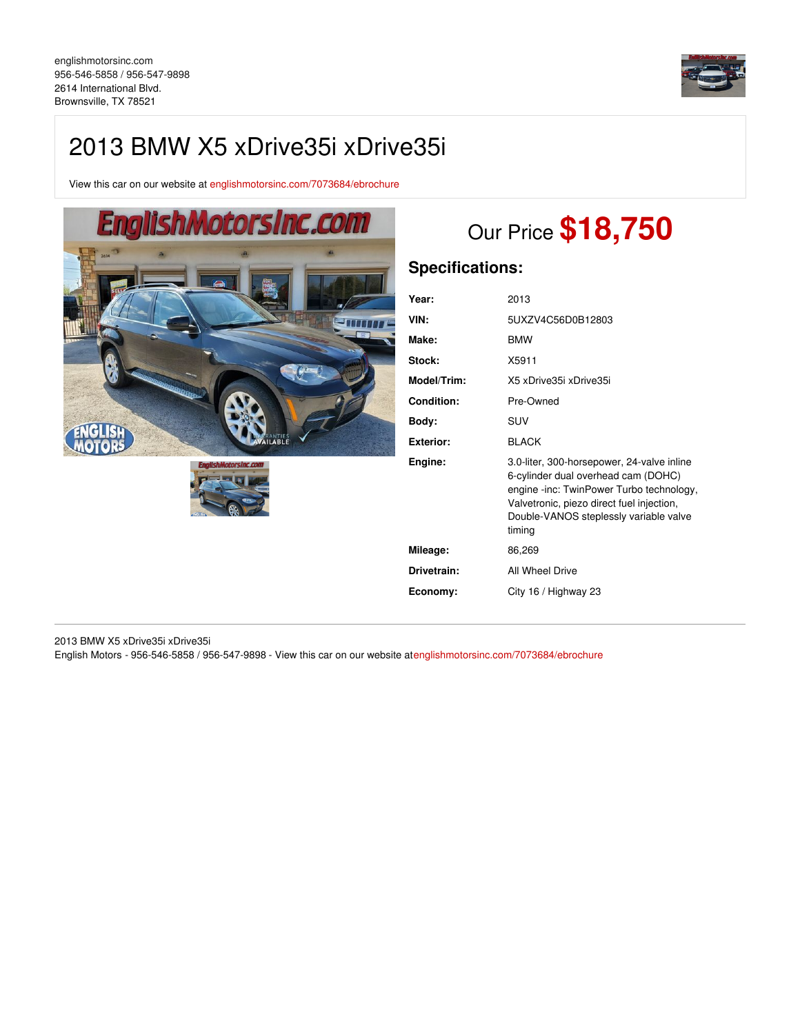englishmotorsinc.com
956-546-5858 / 956-547-9898
2614 International Blvd.
Brownsville, TX 78521

# 2013 BMW X5 xDrive35i xDrive35i

View this car on our website at englishmotorsinc.com/7073684/ebrochure

## Our Price **$18,750**

## Specifications:

| | |
|---|---|
| **Year:** | 2013 |
| **VIN:** | 5UXZV4C56D0B12803 |
| **Make:** | BMW |
| **Stock:** | X5911 |
| **Model/Trim:** | X5 xDrive35i xDrive35i |
| **Condition:** | Pre-Owned |
| **Body:** | SUV |
| **Exterior:** | BLACK |
| **Engine:** | 3.0-liter, 300-horsepower, 24-valve inline 6-cylinder dual overhead cam (DOHC) engine -inc: TwinPower Turbo technology, Valvetronic, piezo direct fuel injection, Double-VANOS steplessly variable valve timing |
| **Mileage:** | 86,269 |
| **Drivetrain:** | All Wheel Drive |
| **Economy:** | City 16 / Highway 23 |

2013 BMW X5 xDrive35i xDrive35i
English Motors - 956-546-5858 / 956-547-9898 - View this car on our website atenglishmotorsinc.com/7073684/ebrochure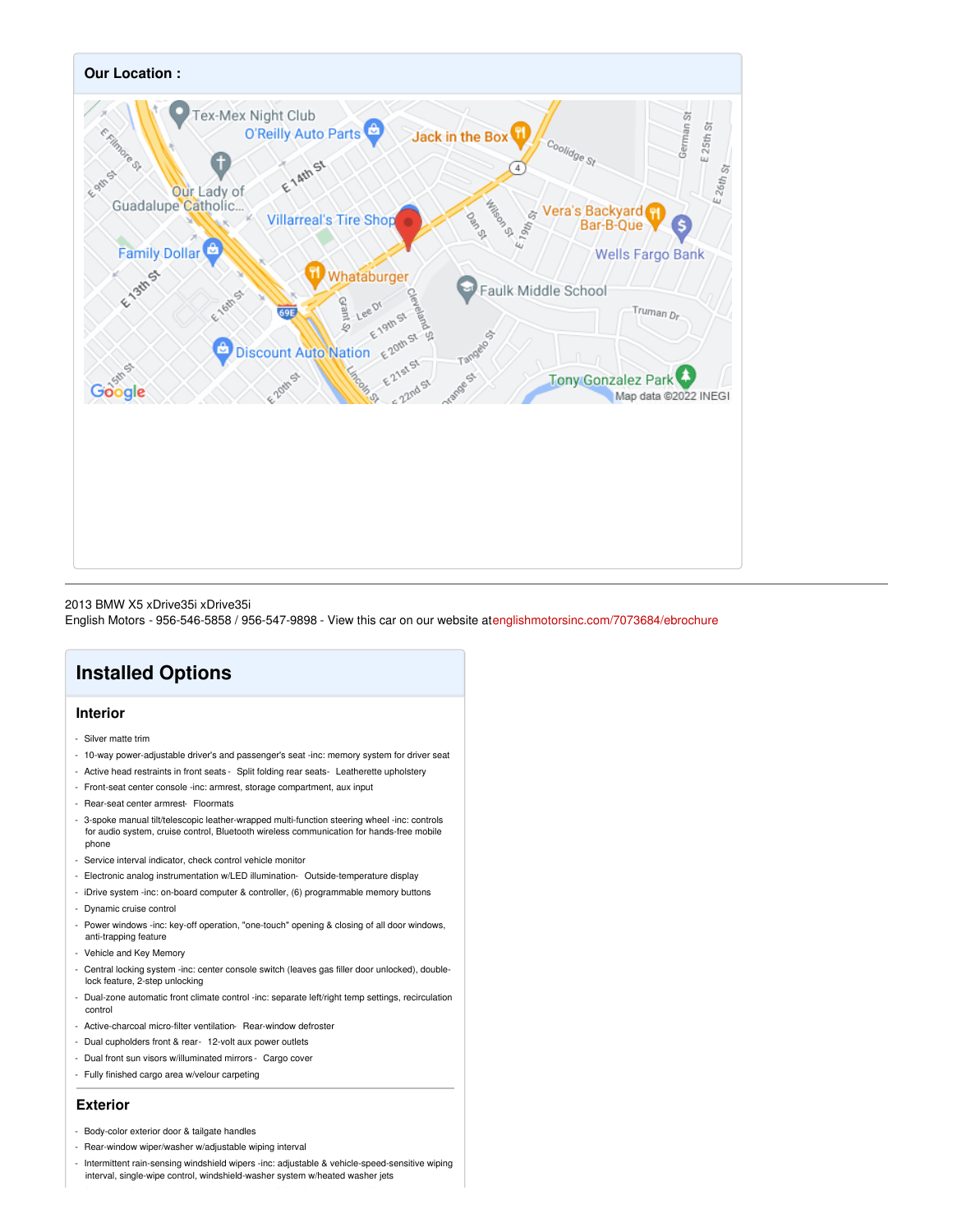**Our Location :**

Tex-Mex Night Club
O'Reilly Auto Parts
Jack in the Box
Coolidge St
E Fillmore St
E 9th St
E 14th St
Our Lady of Guadalupe Catholic...
Villarreal's Tire Shop
Vera's Backyard Bar-B-Que
Wells Fargo Bank
Family Dollar
E 13th St
Whataburger
Faulk Middle School
Truman Dr
E 16th St
69E
Lee Dr
E 19th St
E 20th St
E 21st St
E 22nd St
Discount Auto Nation
Tony Gonzalez Park
Map data ©2022 INEGI

2013 BMW X5 xDrive35i xDrive35i
English Motors - 956-546-5858 / 956-547-9898 - View this car on our website at englishmotorsinc.com/7073684/ebrochure

# Installed Options

## Interior

- Silver matte trim
- 10-way power-adjustable driver's and passenger's seat -inc: memory system for driver seat
- Active head restraints in front seats - Split folding rear seats - Leatherette upholstery
- Front-seat center console -inc: armrest, storage compartment, aux input
- Rear-seat center armrest - Floormats
- 3-spoke manual tilt/telescopic leather-wrapped multi-function steering wheel -inc: controls for audio system, cruise control, Bluetooth wireless communication for hands-free mobile phone
- Service interval indicator, check control vehicle monitor
- Electronic analog instrumentation w/LED illumination - Outside-temperature display
- iDrive system -inc: on-board computer & controller, (6) programmable memory buttons
- Dynamic cruise control
- Power windows -inc: key-off operation, "one-touch" opening & closing of all door windows, anti-trapping feature
- Vehicle and Key Memory
- Central locking system -inc: center console switch (leaves gas filler door unlocked), double-lock feature, 2-step unlocking
- Dual-zone automatic front climate control -inc: separate left/right temp settings, recirculation control
- Active-charcoal micro-filter ventilation - Rear-window defroster
- Dual cupholders front & rear - 12-volt aux power outlets
- Dual front sun visors w/illuminated mirrors - Cargo cover
- Fully finished cargo area w/velour carpeting

## Exterior

- Body-color exterior door & tailgate handles
- Rear-window wiper/washer w/adjustable wiping interval
- Intermittent rain-sensing windshield wipers -inc: adjustable & vehicle-speed-sensitive wiping interval, single-wipe control, windshield-washer system w/heated washer jets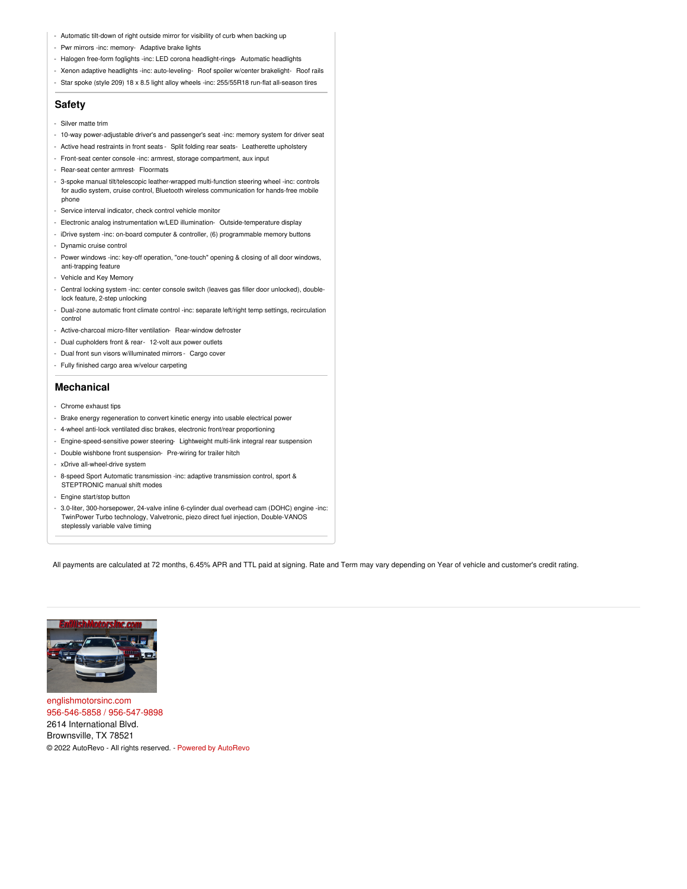- Automatic tilt-down of right outside mirror for visibility of curb when backing up
- Pwr mirrors -inc: memory- Adaptive brake lights
- Halogen free-form foglights -inc: LED corona headlight-rings- Automatic headlights
- Xenon adaptive headlights -inc: auto-leveling- Roof spoiler w/center brakelight- Roof rails
- Star spoke (style 209) 18 x 8.5 light alloy wheels -inc: 255/55R18 run-flat all-season tires

## Safety

- Silver matte trim
- 10-way power-adjustable driver's and passenger's seat -inc: memory system for driver seat
- Active head restraints in front seats - Split folding rear seats- Leatherette upholstery
- Front-seat center console -inc: armrest, storage compartment, aux input
- Rear-seat center armrest- Floormats
- 3-spoke manual tilt/telescopic leather-wrapped multi-function steering wheel -inc: controls for audio system, cruise control, Bluetooth wireless communication for hands-free mobile phone
- Service interval indicator, check control vehicle monitor
- Electronic analog instrumentation w/LED illumination- Outside-temperature display
- iDrive system -inc: on-board computer & controller, (6) programmable memory buttons
- Dynamic cruise control
- Power windows -inc: key-off operation, "one-touch" opening & closing of all door windows, anti-trapping feature
- Vehicle and Key Memory
- Central locking system -inc: center console switch (leaves gas filler door unlocked), double-lock feature, 2-step unlocking
- Dual-zone automatic front climate control -inc: separate left/right temp settings, recirculation control
- Active-charcoal micro-filter ventilation- Rear-window defroster
- Dual cupholders front & rear- 12-volt aux power outlets
- Dual front sun visors w/illuminated mirrors - Cargo cover
- Fully finished cargo area w/velour carpeting

## Mechanical

- Chrome exhaust tips
- Brake energy regeneration to convert kinetic energy into usable electrical power
- 4-wheel anti-lock ventilated disc brakes, electronic front/rear proportioning
- Engine-speed-sensitive power steering- Lightweight multi-link integral rear suspension
- Double wishbone front suspension- Pre-wiring for trailer hitch
- xDrive all-wheel-drive system
- 8-speed Sport Automatic transmission -inc: adaptive transmission control, sport & STEPTRONIC manual shift modes
- Engine start/stop button
- 3.0-liter, 300-horsepower, 24-valve inline 6-cylinder dual overhead cam (DOHC) engine -inc: TwinPower Turbo technology, Valvetronic, piezo direct fuel injection, Double-VANOS steplessly variable valve timing

All payments are calculated at 72 months, 6.45% APR and TTL paid at signing. Rate and Term may vary depending on Year of vehicle and customer's credit rating.

englishmotorsinc.com
956-546-5858 / 956-547-9898
2614 International Blvd.
Brownsville, TX 78521
© 2022 AutoRevo - All rights reserved. - Powered by AutoRevo